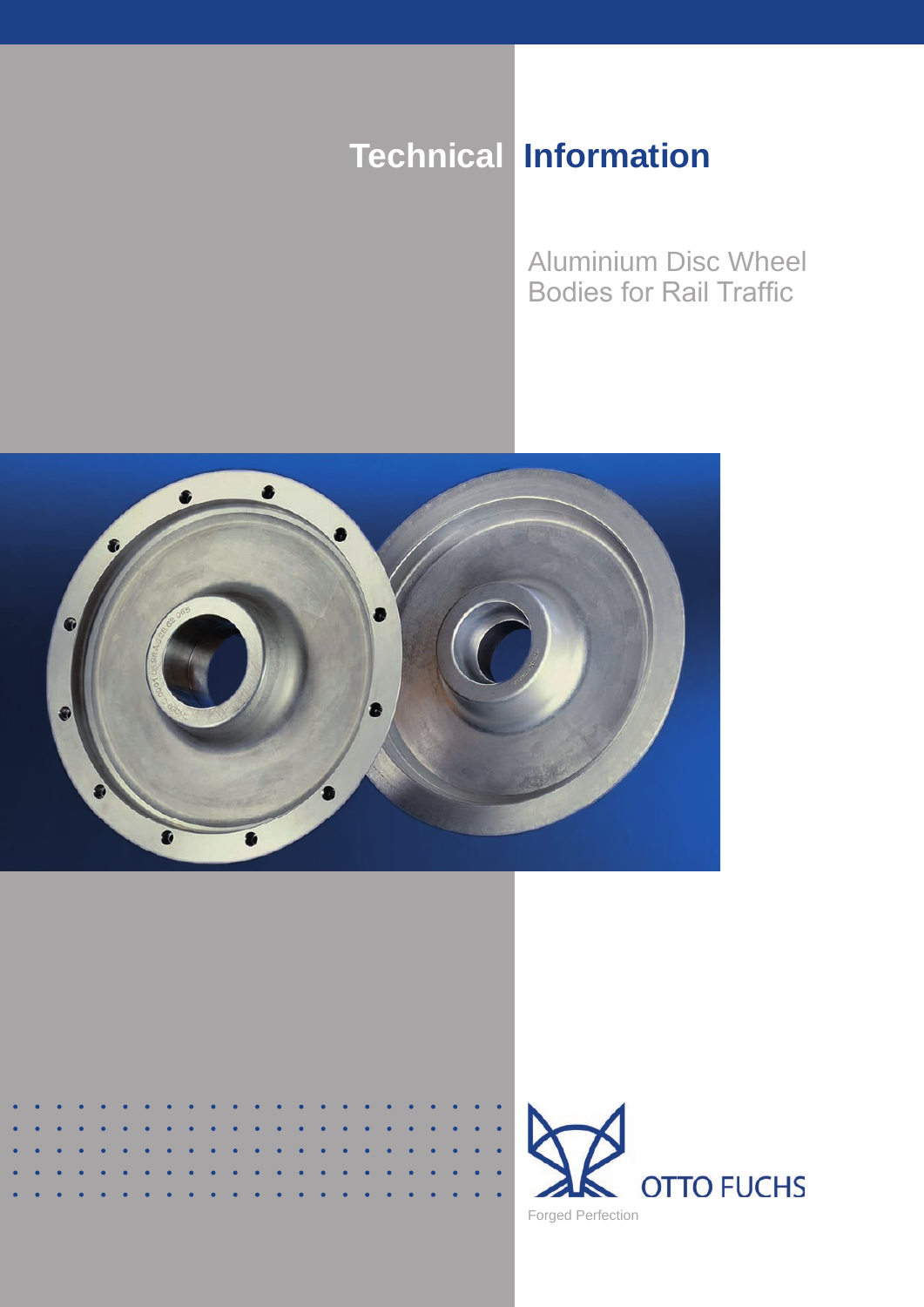# Technical Information

## Aluminium Disc Wheel Bodies for Rail Traffic

OTTO FUCHS

Forged Perfection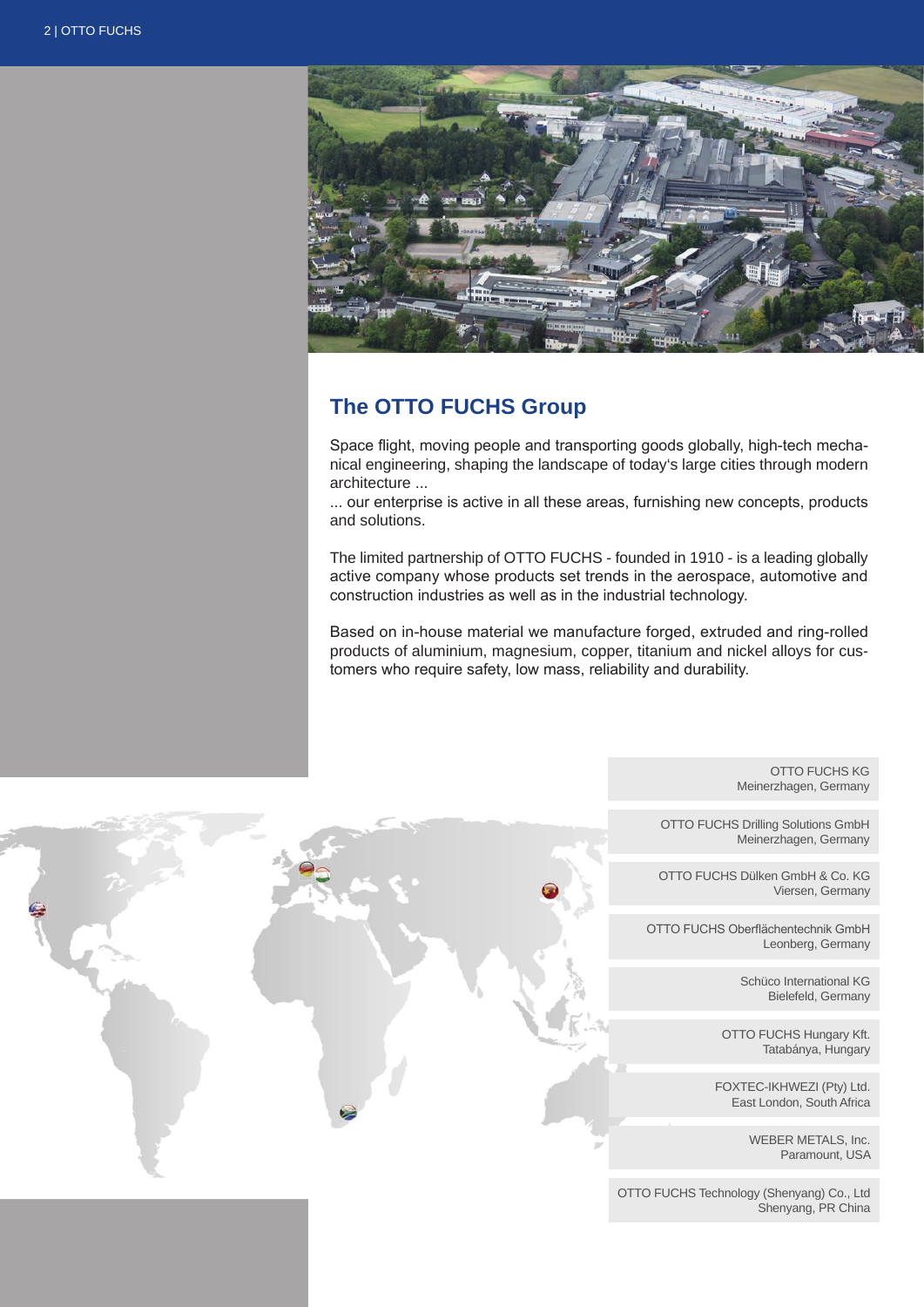## The OTTO FUCHS Group

Space flight, moving people and transporting goods globally, high-tech mechanical engineering, shaping the landscape of today's large cities through modern architecture ...
... our enterprise is active in all these areas, furnishing new concepts, products and solutions.

The limited partnership of OTTO FUCHS - founded in 1910 - is a leading globally active company whose products set trends in the aerospace, automotive and construction industries as well as in the industrial technology.

Based on in-house material we manufacture forged, extruded and ring-rolled products of aluminium, magnesium, copper, titanium and nickel alloys for customers who require safety, low mass, reliability and durability.

OTTO FUCHS KG
Meinerzhagen, Germany

OTTO FUCHS Drilling Solutions GmbH
Meinerzhagen, Germany

OTTO FUCHS Dülken GmbH & Co. KG
Viersen, Germany

OTTO FUCHS Oberflächentechnik GmbH
Leonberg, Germany

Schüco International KG
Bielefeld, Germany

OTTO FUCHS Hungary Kft.
Tatabánya, Hungary

FOXTEC-IKHWEZI (Pty) Ltd.
East London, South Africa

WEBER METALS, Inc.
Paramount, USA

OTTO FUCHS Technology (Shenyang) Co., Ltd
Shenyang, PR China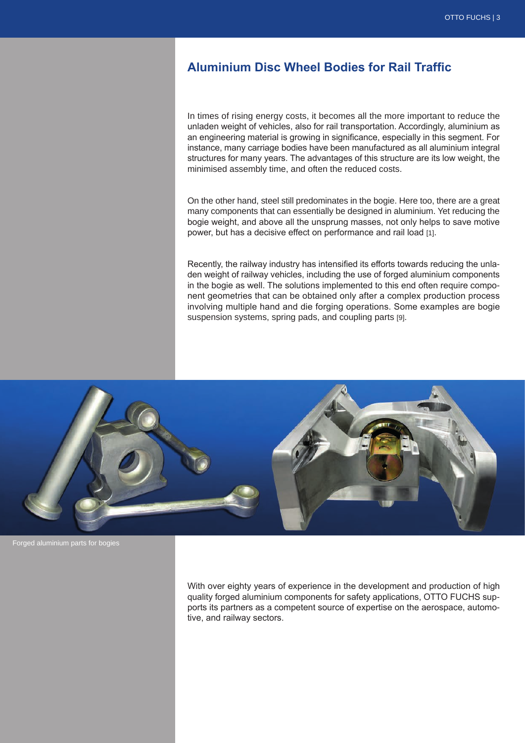## Aluminium Disc Wheel Bodies for Rail Traffic

In times of rising energy costs, it becomes all the more important to reduce the unladen weight of vehicles, also for rail transportation. Accordingly, aluminium as an engineering material is growing in significance, especially in this segment. For instance, many carriage bodies have been manufactured as all aluminium integral structures for many years. The advantages of this structure are its low weight, the minimised assembly time, and often the reduced costs.

On the other hand, steel still predominates in the bogie. Here too, there are a great many components that can essentially be designed in aluminium. Yet reducing the bogie weight, and above all the unsprung masses, not only helps to save motive power, but has a decisive effect on performance and rail load [1].

Recently, the railway industry has intensified its efforts towards reducing the unladen weight of railway vehicles, including the use of forged aluminium components in the bogie as well. The solutions implemented to this end often require component geometries that can be obtained only after a complex production process involving multiple hand and die forging operations. Some examples are bogie suspension systems, spring pads, and coupling parts [9].

Forged aluminium parts for bogies

With over eighty years of experience in the development and production of high quality forged aluminium components for safety applications, OTTO FUCHS supports its partners as a competent source of expertise on the aerospace, automotive, and railway sectors.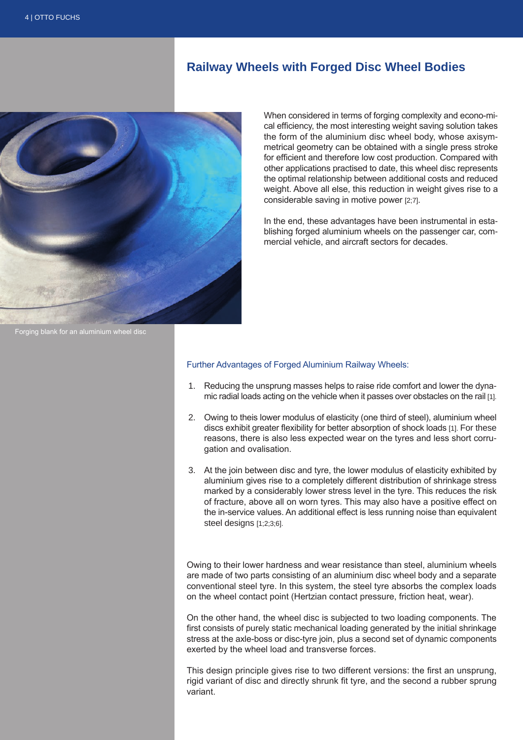## Railway Wheels with Forged Disc Wheel Bodies

Forging blank for an aluminium wheel disc

When considered in terms of forging complexity and economical efficiency, the most interesting weight saving solution takes the form of the aluminium disc wheel body, whose axisymmetrical geometry can be obtained with a single press stroke for efficient and therefore low cost production. Compared with other applications practised to date, this wheel disc represents the optimal relationship between additional costs and reduced weight. Above all else, this reduction in weight gives rise to a considerable saving in motive power [2;7].

In the end, these advantages have been instrumental in establishing forged aluminium wheels on the passenger car, commercial vehicle, and aircraft sectors for decades.

### Further Advantages of Forged Aluminium Railway Wheels:

1. Reducing the unsprung masses helps to raise ride comfort and lower the dynamic radial loads acting on the vehicle when it passes over obstacles on the rail [1].

2. Owing to theis lower modulus of elasticity (one third of steel), aluminium wheel discs exhibit greater flexibility for better absorption of shock loads [1]. For these reasons, there is also less expected wear on the tyres and less short corrugation and ovalisation.

3. At the join between disc and tyre, the lower modulus of elasticity exhibited by aluminium gives rise to a completely different distribution of shrinkage stress marked by a considerably lower stress level in the tyre. This reduces the risk of fracture, above all on worn tyres. This may also have a positive effect on the in-service values. An additional effect is less running noise than equivalent steel designs [1;2;3;6].

Owing to their lower hardness and wear resistance than steel, aluminium wheels are made of two parts consisting of an aluminium disc wheel body and a separate conventional steel tyre. In this system, the steel tyre absorbs the complex loads on the wheel contact point (Hertzian contact pressure, friction heat, wear).

On the other hand, the wheel disc is subjected to two loading components. The first consists of purely static mechanical loading generated by the initial shrinkage stress at the axle-boss or disc-tyre join, plus a second set of dynamic components exerted by the wheel load and transverse forces.

This design principle gives rise to two different versions: the first an unsprung, rigid variant of disc and directly shrunk fit tyre, and the second a rubber sprung variant.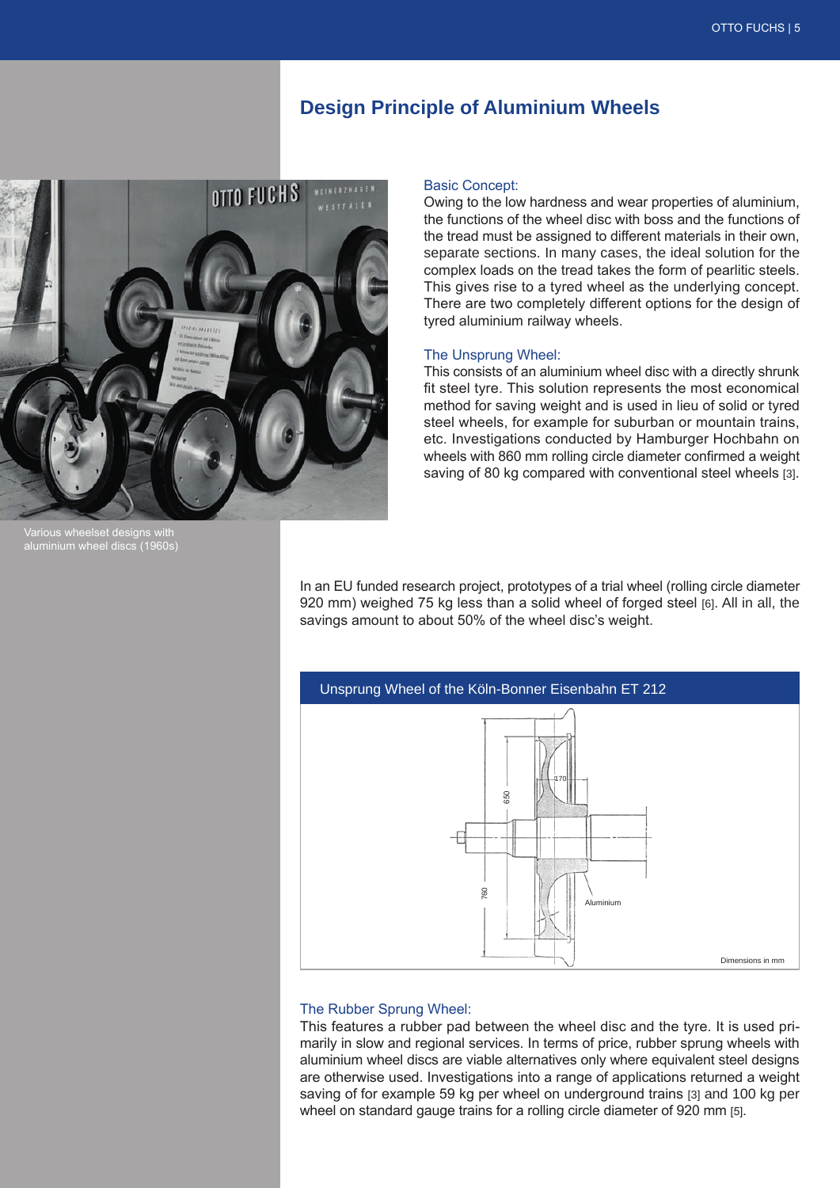## Design Principle of Aluminium Wheels

Various wheelset designs with aluminium wheel discs (1960s)

### Basic Concept:

Owing to the low hardness and wear properties of aluminium, the functions of the wheel disc with boss and the functions of the tread must be assigned to different materials in their own, separate sections. In many cases, the ideal solution for the complex loads on the tread takes the form of pearlitic steels. This gives rise to a tyred wheel as the underlying concept. There are two completely different options for the design of tyred aluminium railway wheels.

### The Unsprung Wheel:

This consists of an aluminium wheel disc with a directly shrunk fit steel tyre. This solution represents the most economical method for saving weight and is used in lieu of solid or tyred steel wheels, for example for suburban or mountain trains, etc. Investigations conducted by Hamburger Hochbahn on wheels with 860 mm rolling circle diameter confirmed a weight saving of 80 kg compared with conventional steel wheels [3].

In an EU funded research project, prototypes of a trial wheel (rolling circle diameter 920 mm) weighed 75 kg less than a solid wheel of forged steel [6]. All in all, the savings amount to about 50% of the wheel disc's weight.

Unsprung Wheel of the Köln-Bonner Eisenbahn ET 212

170

650

760

Aluminium

Dimensions in mm

### The Rubber Sprung Wheel:

This features a rubber pad between the wheel disc and the tyre. It is used primarily in slow and regional services. In terms of price, rubber sprung wheels with aluminium wheel discs are viable alternatives only where equivalent steel designs are otherwise used. Investigations into a range of applications returned a weight saving of for example 59 kg per wheel on underground trains [3] and 100 kg per wheel on standard gauge trains for a rolling circle diameter of 920 mm [5].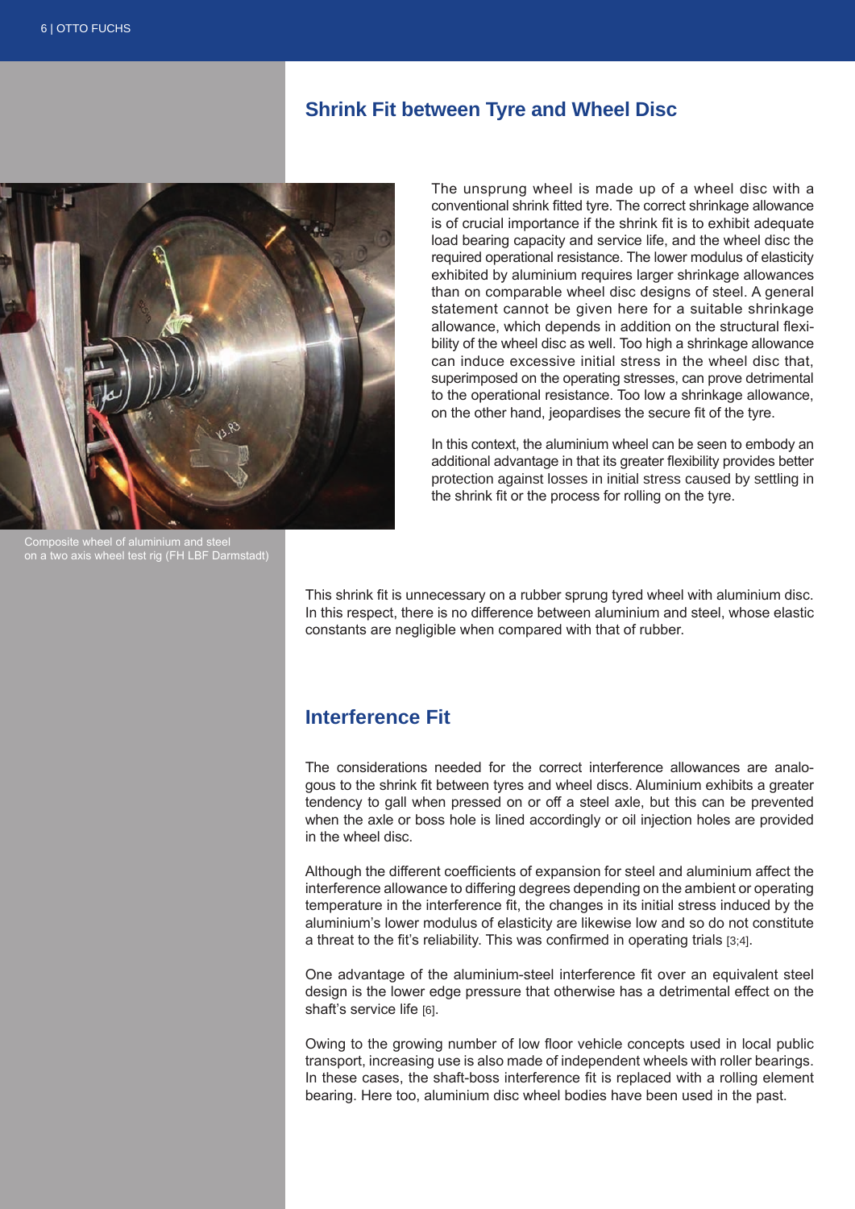## Shrink Fit between Tyre and Wheel Disc

The unsprung wheel is made up of a wheel disc with a conventional shrink fitted tyre. The correct shrinkage allowance is of crucial importance if the shrink fit is to exhibit adequate load bearing capacity and service life, and the wheel disc the required operational resistance. The lower modulus of elasticity exhibited by aluminium requires larger shrinkage allowances than on comparable wheel disc designs of steel. A general statement cannot be given here for a suitable shrinkage allowance, which depends in addition on the structural flexibility of the wheel disc as well. Too high a shrinkage allowance can induce excessive initial stress in the wheel disc that, superimposed on the operating stresses, can prove detrimental to the operational resistance. Too low a shrinkage allowance, on the other hand, jeopardises the secure fit of the tyre.

In this context, the aluminium wheel can be seen to embody an additional advantage in that its greater flexibility provides better protection against losses in initial stress caused by settling in the shrink fit or the process for rolling on the tyre.

Composite wheel of aluminium and steel on a two axis wheel test rig (FH LBF Darmstadt)

This shrink fit is unnecessary on a rubber sprung tyred wheel with aluminium disc. In this respect, there is no difference between aluminium and steel, whose elastic constants are negligible when compared with that of rubber.

## Interference Fit

The considerations needed for the correct interference allowances are analogous to the shrink fit between tyres and wheel discs. Aluminium exhibits a greater tendency to gall when pressed on or off a steel axle, but this can be prevented when the axle or boss hole is lined accordingly or oil injection holes are provided in the wheel disc.

Although the different coefficients of expansion for steel and aluminium affect the interference allowance to differing degrees depending on the ambient or operating temperature in the interference fit, the changes in its initial stress induced by the aluminium's lower modulus of elasticity are likewise low and so do not constitute a threat to the fit's reliability. This was confirmed in operating trials [3;4].

One advantage of the aluminium-steel interference fit over an equivalent steel design is the lower edge pressure that otherwise has a detrimental effect on the shaft's service life [6].

Owing to the growing number of low floor vehicle concepts used in local public transport, increasing use is also made of independent wheels with roller bearings. In these cases, the shaft-boss interference fit is replaced with a rolling element bearing. Here too, aluminium disc wheel bodies have been used in the past.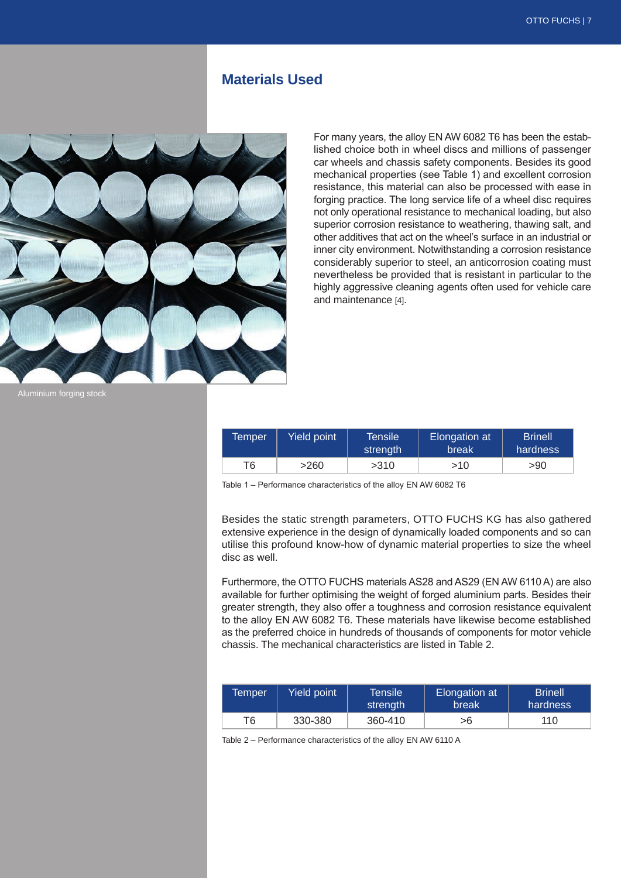## Materials Used

For many years, the alloy EN AW 6082 T6 has been the established choice both in wheel discs and millions of passenger car wheels and chassis safety components. Besides its good mechanical properties (see Table 1) and excellent corrosion resistance, this material can also be processed with ease in forging practice. The long service life of a wheel disc requires not only operational resistance to mechanical loading, but also superior corrosion resistance to weathering, thawing salt, and other additives that act on the wheel's surface in an industrial or inner city environment. Notwithstanding a corrosion resistance considerably superior to steel, an anticorrosion coating must nevertheless be provided that is resistant in particular to the highly aggressive cleaning agents often used for vehicle care and maintenance [4].

Aluminium forging stock

| Temper | Yield point | Tensile strength | Elongation at break | Brinell hardness |
|---|---|---|---|---|
| T6 | >260 | >310 | >10 | >90 |

Table 1 – Performance characteristics of the alloy EN AW 6082 T6

Besides the static strength parameters, OTTO FUCHS KG has also gathered extensive experience in the design of dynamically loaded components and so can utilise this profound know-how of dynamic material properties to size the wheel disc as well.

Furthermore, the OTTO FUCHS materials AS28 and AS29 (EN AW 6110 A) are also available for further optimising the weight of forged aluminium parts. Besides their greater strength, they also offer a toughness and corrosion resistance equivalent to the alloy EN AW 6082 T6. These materials have likewise become established as the preferred choice in hundreds of thousands of components for motor vehicle chassis. The mechanical characteristics are listed in Table 2.

| Temper | Yield point | Tensile strength | Elongation at break | Brinell hardness |
|---|---|---|---|---|
| T6 | 330-380 | 360-410 | >6 | 110 |

Table 2 – Performance characteristics of the alloy EN AW 6110 A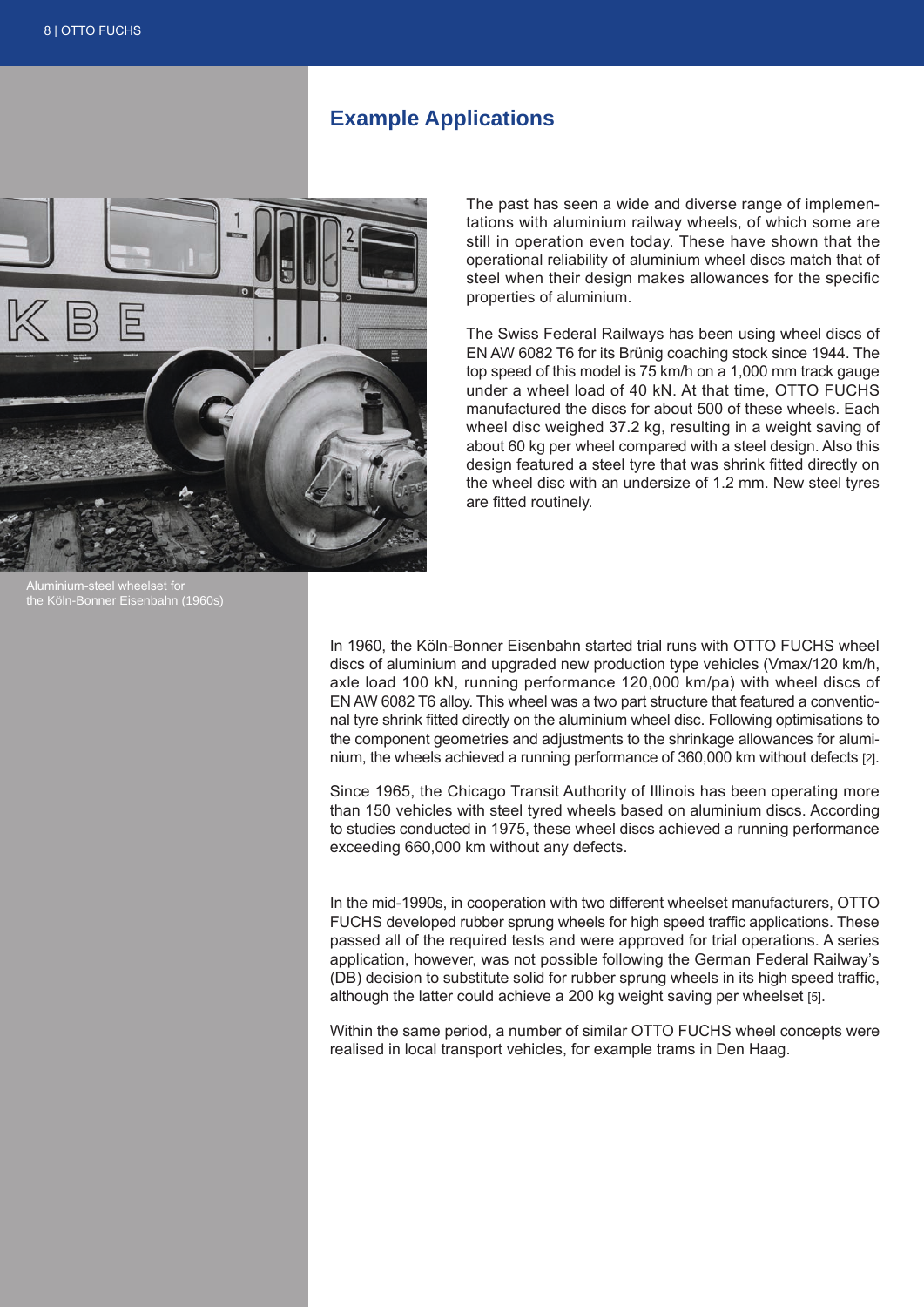## Example Applications

The past has seen a wide and diverse range of implementations with aluminium railway wheels, of which some are still in operation even today. These have shown that the operational reliability of aluminium wheel discs match that of steel when their design makes allowances for the specific properties of aluminium.

The Swiss Federal Railways has been using wheel discs of EN AW 6082 T6 for its Brünig coaching stock since 1944. The top speed of this model is 75 km/h on a 1,000 mm track gauge under a wheel load of 40 kN. At that time, OTTO FUCHS manufactured the discs for about 500 of these wheels. Each wheel disc weighed 37.2 kg, resulting in a weight saving of about 60 kg per wheel compared with a steel design. Also this design featured a steel tyre that was shrink fitted directly on the wheel disc with an undersize of 1.2 mm. New steel tyres are fitted routinely.

Aluminium-steel wheelset for the Köln-Bonner Eisenbahn (1960s)

In 1960, the Köln-Bonner Eisenbahn started trial runs with OTTO FUCHS wheel discs of aluminium and upgraded new production type vehicles (Vmax/120 km/h, axle load 100 kN, running performance 120,000 km/pa) with wheel discs of EN AW 6082 T6 alloy. This wheel was a two part structure that featured a conventional tyre shrink fitted directly on the aluminium wheel disc. Following optimisations to the component geometries and adjustments to the shrinkage allowances for aluminium, the wheels achieved a running performance of 360,000 km without defects [2].

Since 1965, the Chicago Transit Authority of Illinois has been operating more than 150 vehicles with steel tyred wheels based on aluminium discs. According to studies conducted in 1975, these wheel discs achieved a running performance exceeding 660,000 km without any defects.

In the mid-1990s, in cooperation with two different wheelset manufacturers, OTTO FUCHS developed rubber sprung wheels for high speed traffic applications. These passed all of the required tests and were approved for trial operations. A series application, however, was not possible following the German Federal Railway's (DB) decision to substitute solid for rubber sprung wheels in its high speed traffic, although the latter could achieve a 200 kg weight saving per wheelset [5].

Within the same period, a number of similar OTTO FUCHS wheel concepts were realised in local transport vehicles, for example trams in Den Haag.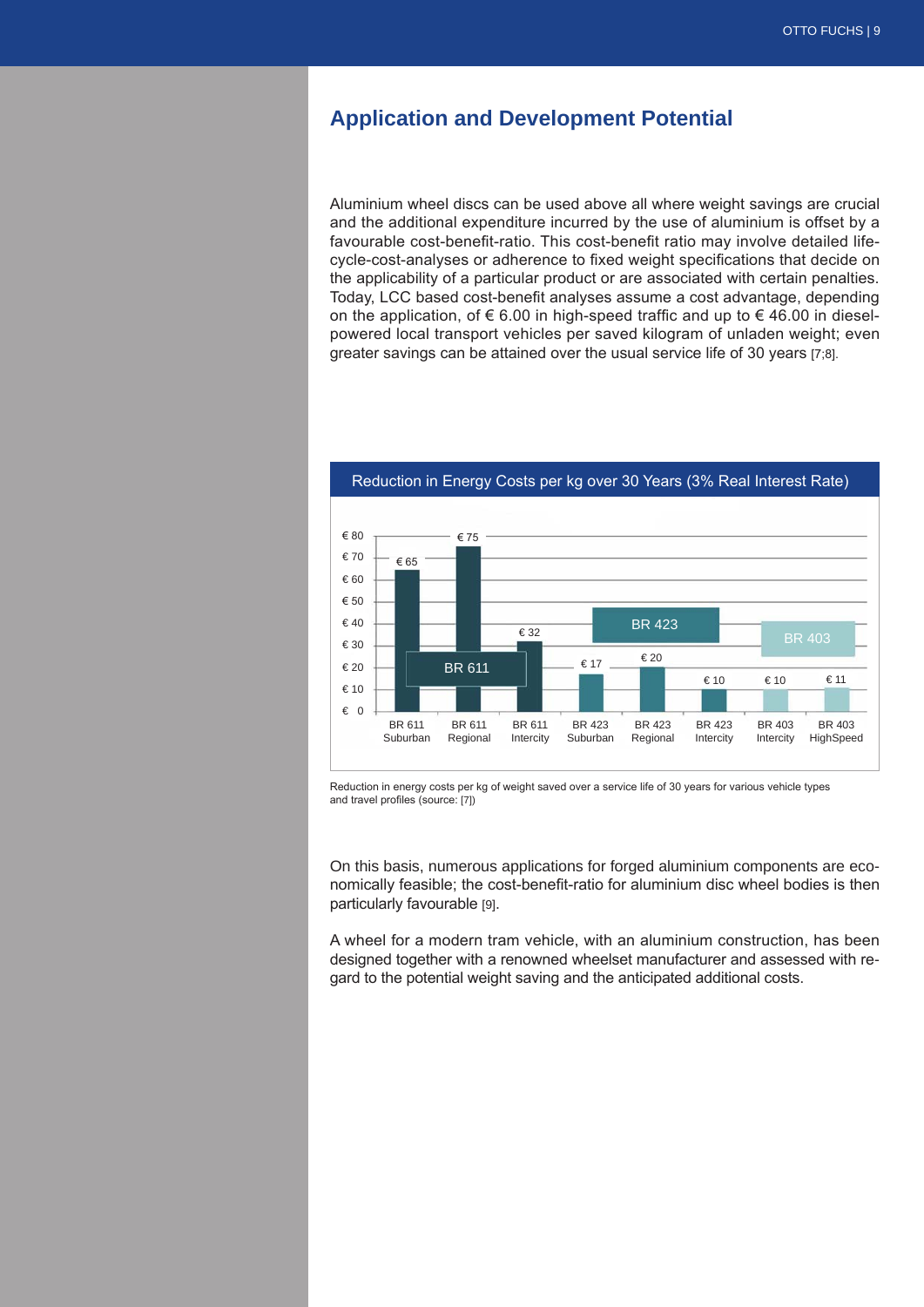## Application and Development Potential

Aluminium wheel discs can be used above all where weight savings are crucial and the additional expenditure incurred by the use of aluminium is offset by a favourable cost-benefit-ratio. This cost-benefit ratio may involve detailed life-cycle-cost-analyses or adherence to fixed weight specifications that decide on the applicability of a particular product or are associated with certain penalties. Today, LCC based cost-benefit analyses assume a cost advantage, depending on the application, of € 6.00 in high-speed traffic and up to € 46.00 in diesel-powered local transport vehicles per saved kilogram of unladen weight; even greater savings can be attained over the usual service life of 30 years [7;8].

**Reduction in Energy Costs per kg over 30 Years (3% Real Interest Rate)**

| Vehicle type | Reduction in energy costs per kg |
|---|---|
| BR 611 Suburban | € 65 |
| BR 611 Regional | € 75 |
| BR 611 Intercity | € 32 |
| BR 423 Suburban | € 17 |
| BR 423 Regional | € 20 |
| BR 423 Intercity | € 10 |
| BR 403 Intercity | € 10 |
| BR 403 HighSpeed | € 11 |

Reduction in energy costs per kg of weight saved over a service life of 30 years for various vehicle types and travel profiles (source: [7])

On this basis, numerous applications for forged aluminium components are economically feasible; the cost-benefit-ratio for aluminium disc wheel bodies is then particularly favourable [9].

A wheel for a modern tram vehicle, with an aluminium construction, has been designed together with a renowned wheelset manufacturer and assessed with regard to the potential weight saving and the anticipated additional costs.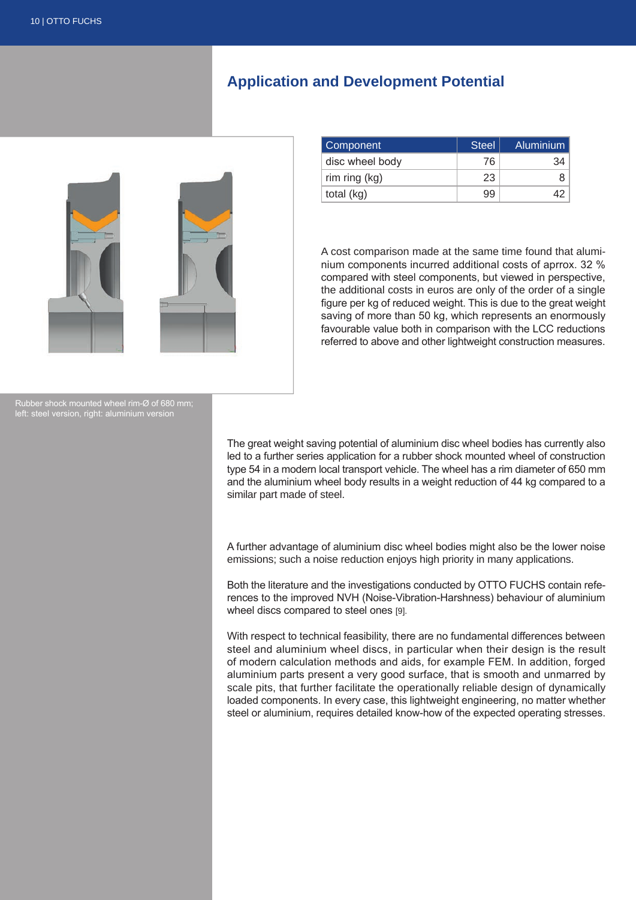## Application and Development Potential

| Component | Steel | Aluminium |
|---|---|---|
| disc wheel body | 76 | 34 |
| rim ring (kg) | 23 | 8 |
| total (kg) | 99 | 42 |

A cost comparison made at the same time found that aluminium components incurred additional costs of aprrox. 32 % compared with steel components, but viewed in perspective, the additional costs in euros are only of the order of a single figure per kg of reduced weight. This is due to the great weight saving of more than 50 kg, which represents an enormously favourable value both in comparison with the LCC reductions referred to above and other lightweight construction measures.

Rubber shock mounted wheel rim-Ø of 680 mm; left: steel version, right: aluminium version

The great weight saving potential of aluminium disc wheel bodies has currently also led to a further series application for a rubber shock mounted wheel of construction type 54 in a modern local transport vehicle. The wheel has a rim diameter of 650 mm and the aluminium wheel body results in a weight reduction of 44 kg compared to a similar part made of steel.

A further advantage of aluminium disc wheel bodies might also be the lower noise emissions; such a noise reduction enjoys high priority in many applications.

Both the literature and the investigations conducted by OTTO FUCHS contain references to the improved NVH (Noise-Vibration-Harshness) behaviour of aluminium wheel discs compared to steel ones [9].

With respect to technical feasibility, there are no fundamental differences between steel and aluminium wheel discs, in particular when their design is the result of modern calculation methods and aids, for example FEM. In addition, forged aluminium parts present a very good surface, that is smooth and unmarred by scale pits, that further facilitate the operationally reliable design of dynamically loaded components. In every case, this lightweight engineering, no matter whether steel or aluminium, requires detailed know-how of the expected operating stresses.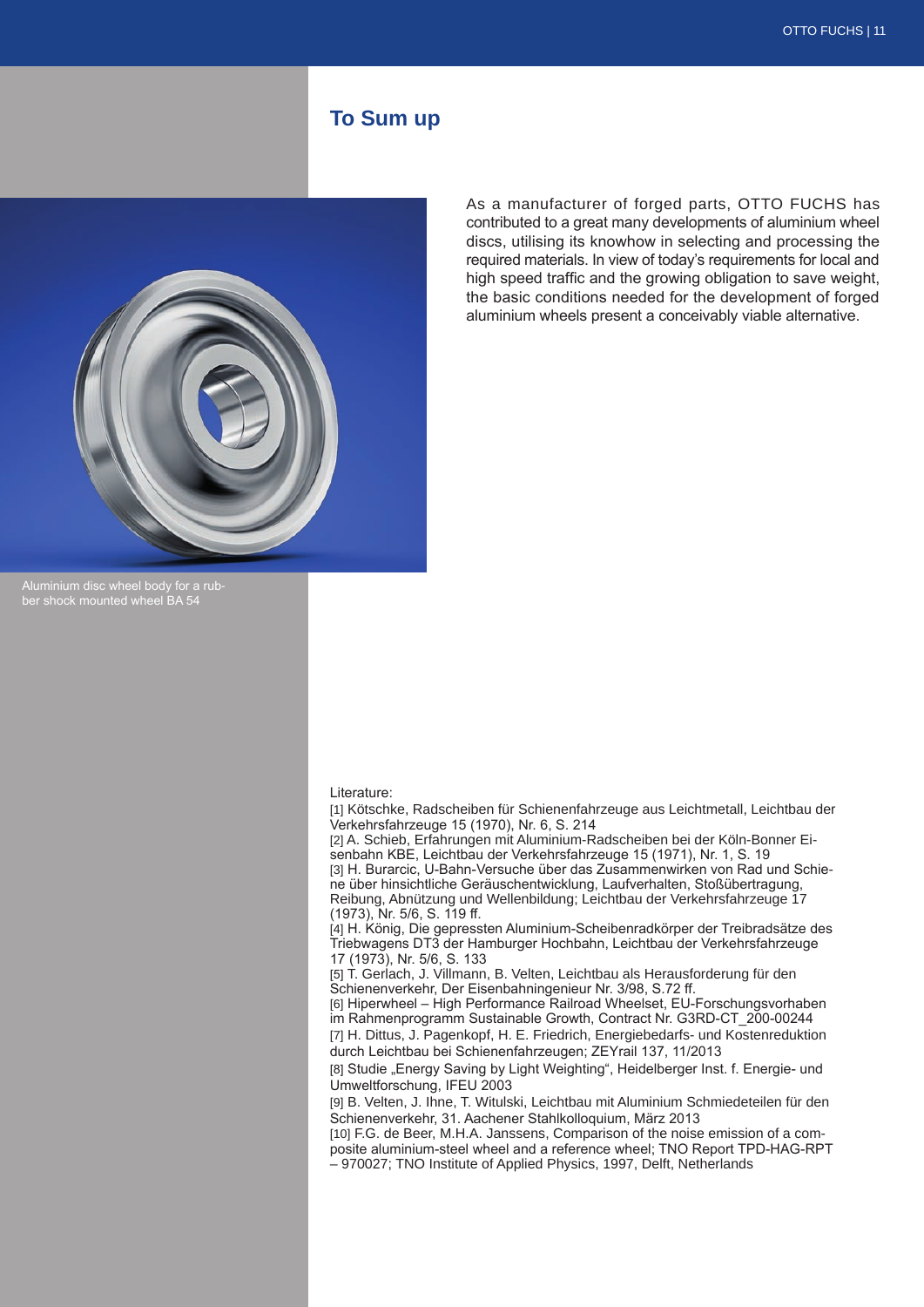## To Sum up

Aluminium disc wheel body for a rubber shock mounted wheel BA 54

As a manufacturer of forged parts, OTTO FUCHS has contributed to a great many developments of aluminium wheel discs, utilising its knowhow in selecting and processing the required materials. In view of today's requirements for local and high speed traffic and the growing obligation to save weight, the basic conditions needed for the development of forged aluminium wheels present a conceivably viable alternative.

Literature:

[1] Kötschke, Radscheiben für Schienenfahrzeuge aus Leichtmetall, Leichtbau der Verkehrsfahrzeuge 15 (1970), Nr. 6, S. 214

[2] A. Schieb, Erfahrungen mit Aluminium-Radscheiben bei der Köln-Bonner Eisenbahn KBE, Leichtbau der Verkehrsfahrzeuge 15 (1971), Nr. 1, S. 19

[3] H. Burarcic, U-Bahn-Versuche über das Zusammenwirken von Rad und Schiene über hinsichtliche Geräuschentwicklung, Laufverhalten, Stoßübertragung, Reibung, Abnützung und Wellenbildung; Leichtbau der Verkehrsfahrzeuge 17 (1973), Nr. 5/6, S. 119 ff.

[4] H. König, Die gepressten Aluminium-Scheibenradkörper der Treibradsätze des Triebwagens DT3 der Hamburger Hochbahn, Leichtbau der Verkehrsfahrzeuge 17 (1973), Nr. 5/6, S. 133

[5] T. Gerlach, J. Villmann, B. Velten, Leichtbau als Herausforderung für den Schienenverkehr, Der Eisenbahningenieur Nr. 3/98, S.72 ff.

[6] Hiperwheel – High Performance Railroad Wheelset, EU-Forschungsvorhaben im Rahmenprogramm Sustainable Growth, Contract Nr. G3RD-CT_200-00244

[7] H. Dittus, J. Pagenkopf, H. E. Friedrich, Energiebedarfs- und Kostenreduktion durch Leichtbau bei Schienenfahrzeugen; ZEYrail 137, 11/2013

[8] Studie „Energy Saving by Light Weighting", Heidelberger Inst. f. Energie- und Umweltforschung, IFEU 2003

[9] B. Velten, J. Ihne, T. Witulski, Leichtbau mit Aluminium Schmiedeteilen für den Schienenverkehr, 31. Aachener Stahlkolloquium, März 2013

[10] F.G. de Beer, M.H.A. Janssens, Comparison of the noise emission of a composite aluminium-steel wheel and a reference wheel; TNO Report TPD-HAG-RPT – 970027; TNO Institute of Applied Physics, 1997, Delft, Netherlands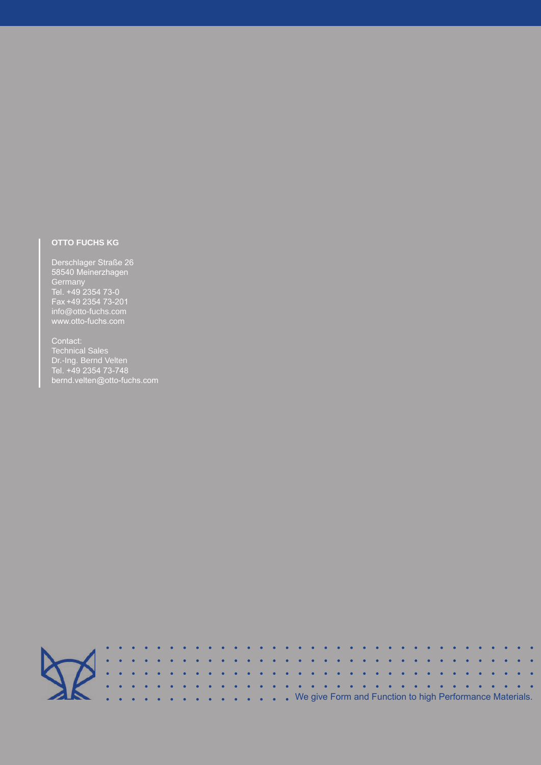**OTTO FUCHS KG**

Derschlager Straße 26
58540 Meinerzhagen
Germany
Tel. +49 2354 73-0
Fax +49 2354 73-201
info@otto-fuchs.com
www.otto-fuchs.com

Contact:
Technical Sales
Dr.-Ing. Bernd Velten
Tel. +49 2354 73-748
bernd.velten@otto-fuchs.com

We give Form and Function to high Performance Materials.